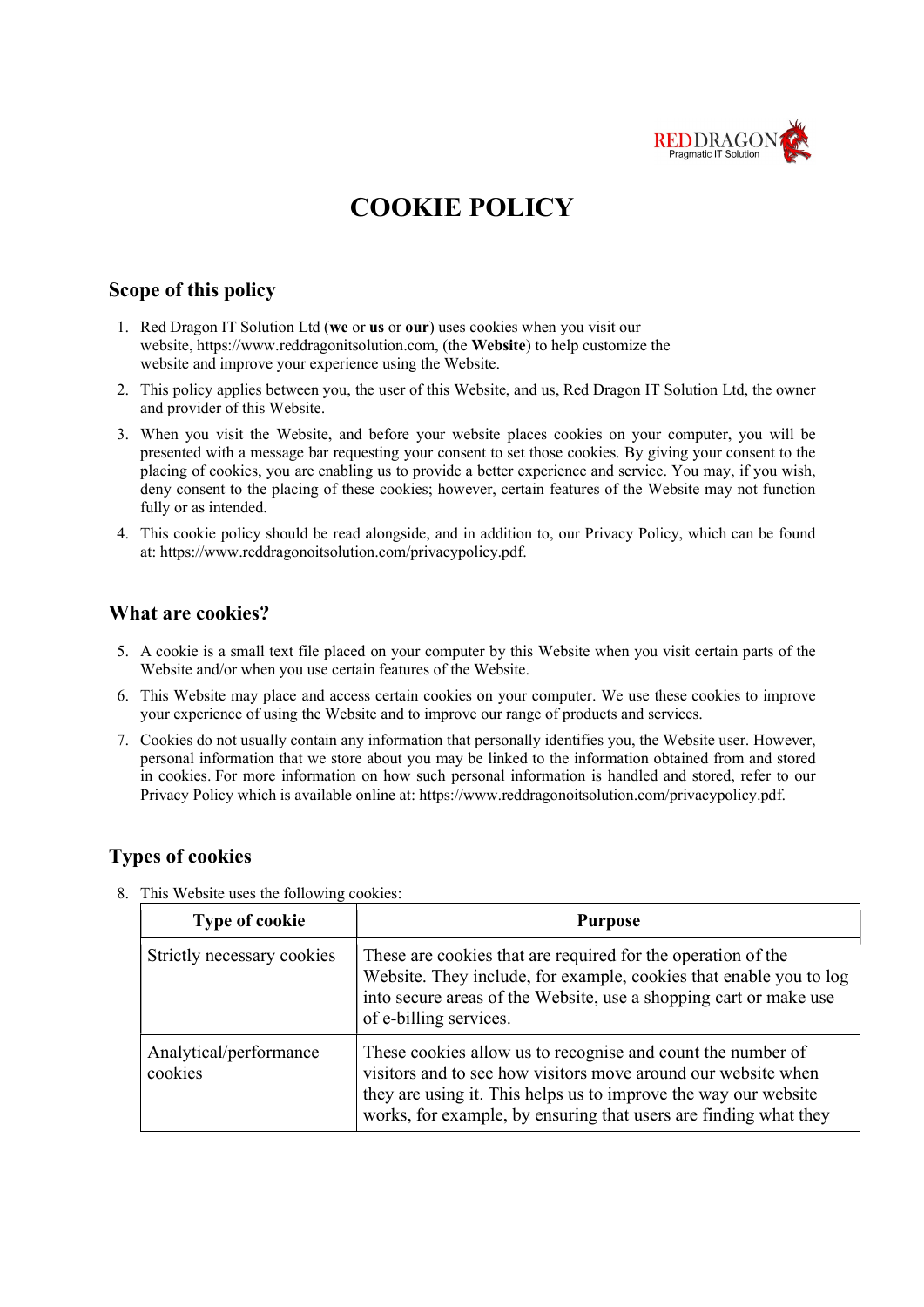RED DRAGON
Pragmatic IT Solution

# COOKIE POLICY

## Scope of this policy

1. Red Dragon IT Solution Ltd (**we** or **us** or **our**) uses cookies when you visit our website, https://www.reddragonitsolution.com, (the **Website**) to help customize the website and improve your experience using the Website.
2. This policy applies between you, the user of this Website, and us, Red Dragon IT Solution Ltd, the owner and provider of this Website.
3. When you visit the Website, and before your website places cookies on your computer, you will be presented with a message bar requesting your consent to set those cookies. By giving your consent to the placing of cookies, you are enabling us to provide a better experience and service. You may, if you wish, deny consent to the placing of these cookies; however, certain features of the Website may not function fully or as intended.
4. This cookie policy should be read alongside, and in addition to, our Privacy Policy, which can be found at: https://www.reddragonoitsolution.com/privacypolicy.pdf.

## What are cookies?

5. A cookie is a small text file placed on your computer by this Website when you visit certain parts of the Website and/or when you use certain features of the Website.
6. This Website may place and access certain cookies on your computer. We use these cookies to improve your experience of using the Website and to improve our range of products and services.
7. Cookies do not usually contain any information that personally identifies you, the Website user. However, personal information that we store about you may be linked to the information obtained from and stored in cookies. For more information on how such personal information is handled and stored, refer to our Privacy Policy which is available online at: https://www.reddragonoitsolution.com/privacypolicy.pdf.

## Types of cookies

8. This Website uses the following cookies:

| Type of cookie | Purpose |
|---|---|
| Strictly necessary cookies | These are cookies that are required for the operation of the Website. They include, for example, cookies that enable you to log into secure areas of the Website, use a shopping cart or make use of e-billing services. |
| Analytical/performance cookies | These cookies allow us to recognise and count the number of visitors and to see how visitors move around our website when they are using it. This helps us to improve the way our website works, for example, by ensuring that users are finding what they |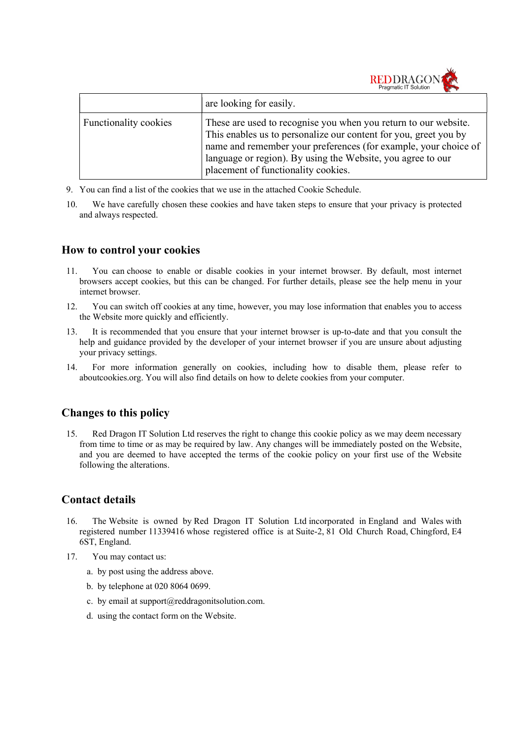|  |  |
|---|---|
|  | are looking for easily. |
| Functionality cookies | These are used to recognise you when you return to our website. This enables us to personalize our content for you, greet you by name and remember your preferences (for example, your choice of language or region). By using the Website, you agree to our placement of functionality cookies. |

9. You can find a list of the cookies that we use in the attached Cookie Schedule.

10. We have carefully chosen these cookies and have taken steps to ensure that your privacy is protected and always respected.

## How to control your cookies

11. You can choose to enable or disable cookies in your internet browser. By default, most internet browsers accept cookies, but this can be changed. For further details, please see the help menu in your internet browser.

12. You can switch off cookies at any time, however, you may lose information that enables you to access the Website more quickly and efficiently.

13. It is recommended that you ensure that your internet browser is up-to-date and that you consult the help and guidance provided by the developer of your internet browser if you are unsure about adjusting your privacy settings.

14. For more information generally on cookies, including how to disable them, please refer to aboutcookies.org. You will also find details on how to delete cookies from your computer.

## Changes to this policy

15. Red Dragon IT Solution Ltd reserves the right to change this cookie policy as we may deem necessary from time to time or as may be required by law. Any changes will be immediately posted on the Website, and you are deemed to have accepted the terms of the cookie policy on your first use of the Website following the alterations.

## Contact details

16. The Website is owned by Red Dragon IT Solution Ltd incorporated in England and Wales with registered number 11339416 whose registered office is at Suite-2, 81 Old Church Road, Chingford, E4 6ST, England.

17. You may contact us:

    a. by post using the address above.

    b. by telephone at 020 8064 0699.

    c. by email at support@reddragonitsolution.com.

    d. using the contact form on the Website.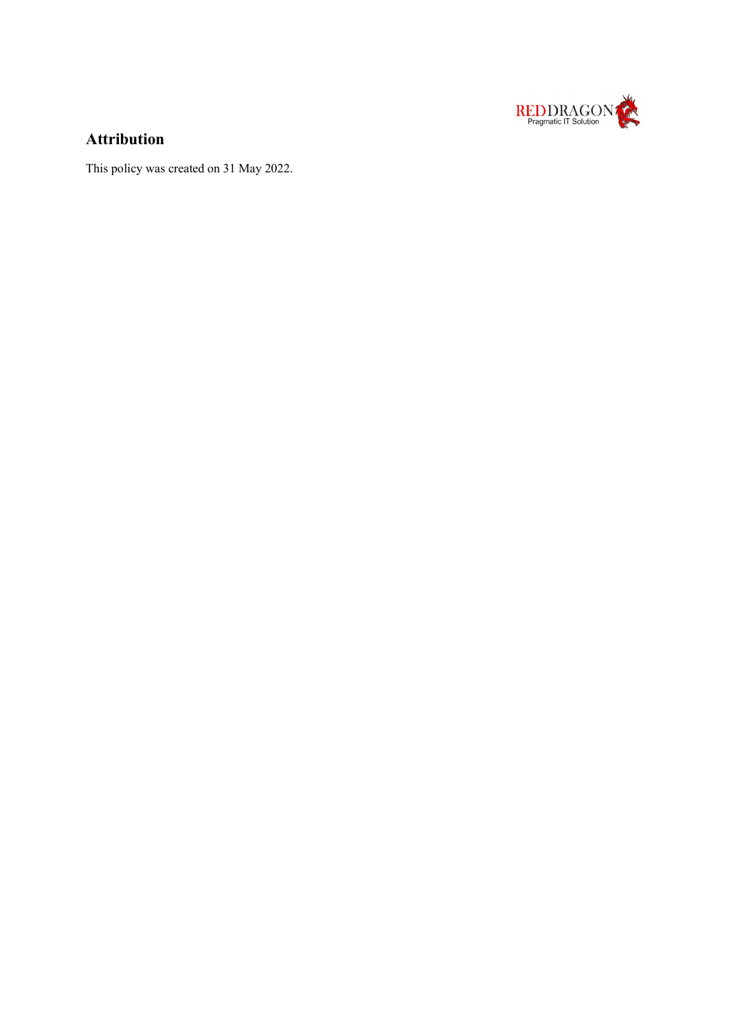## Attribution

This policy was created on 31 May 2022.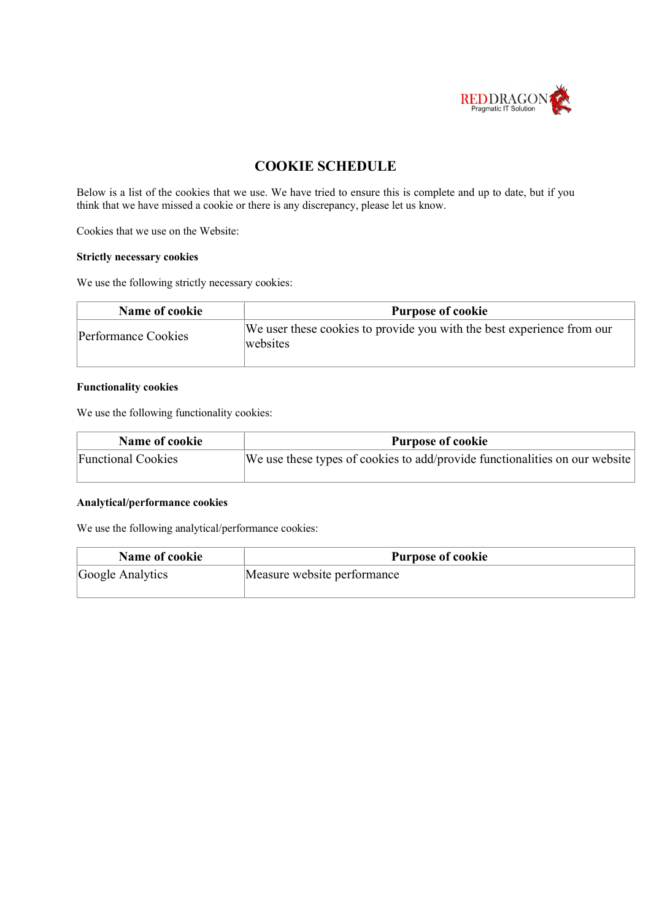# COOKIE SCHEDULE

Below is a list of the cookies that we use. We have tried to ensure this is complete and up to date, but if you think that we have missed a cookie or there is any discrepancy, please let us know.

Cookies that we use on the Website:

**Strictly necessary cookies**

We use the following strictly necessary cookies:

| Name of cookie | Purpose of cookie |
|---|---|
| Performance Cookies | We user these cookies to provide you with the best experience from our websites |

**Functionality cookies**

We use the following functionality cookies:

| Name of cookie | Purpose of cookie |
|---|---|
| Functional Cookies | We use these types of cookies to add/provide functionalities on our website |

**Analytical/performance cookies**

We use the following analytical/performance cookies:

| Name of cookie | Purpose of cookie |
|---|---|
| Google Analytics | Measure website performance |